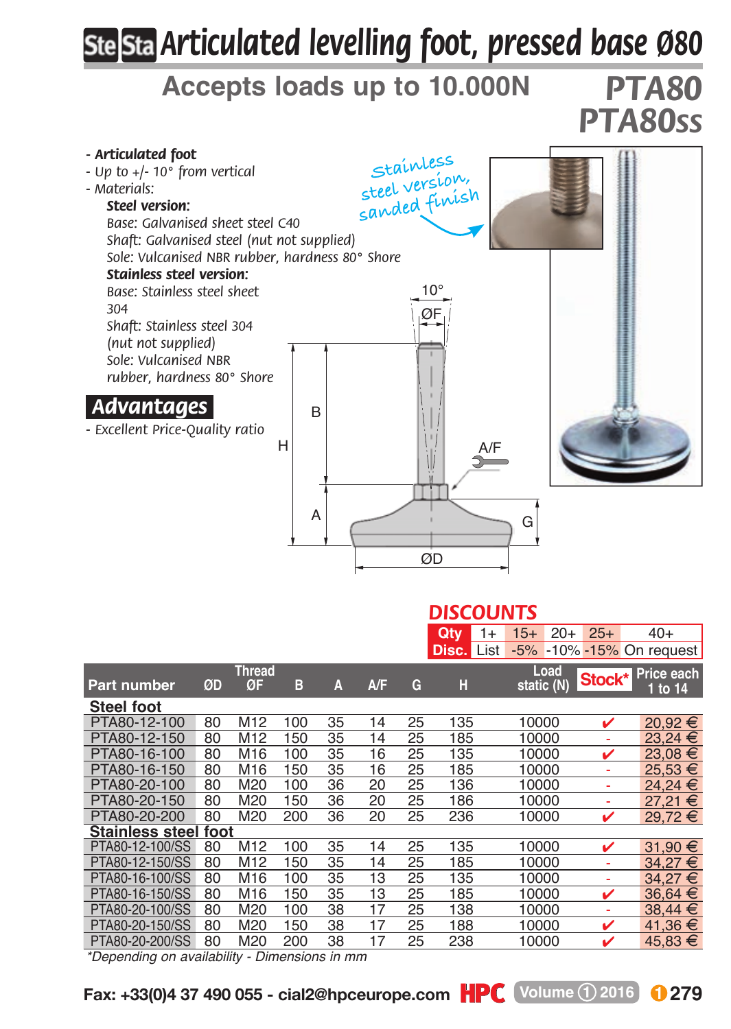# Articulated levelling foot, pressed base Ø80

## Accepts loads up to 10.000N

**PTA80**
**PTA80ss**

- ***Articulated foot***
- *Up to +/- 10° from vertical*
- *Materials:*
  - ***Steel version:***
    *Base: Galvanised sheet steel C40*
    *Shaft: Galvanised steel (nut not supplied)*
    *Sole: Vulcanised NBR rubber, hardness 80° Shore*
  - ***Stainless steel version:***
    *Base: Stainless steel sheet 304*
    *Shaft: Stainless steel 304 (nut not supplied)*
    *Sole: Vulcanised NBR rubber, hardness 80° Shore*

Stainless steel version, sanded finish

## Advantages

- *Excellent Price-Quality ratio*

## DISCOUNTS

| Qty | 1+ | 15+ | 20+ | 25+ | 40+ |
|---|---|---|---|---|---|
| Disc. | List | -5% | -10% | -15% | On request |

| Part number | ØD | Thread ØF | B | A | A/F | G | H | Load static (N) | Stock* | Price each 1 to 14 |
|---|---|---|---|---|---|---|---|---|---|---|
| **Steel foot** | | | | | | | | | | |
| PTA80-12-100 | 80 | M12 | 100 | 35 | 14 | 25 | 135 | 10000 | ✔ | 20,92 € |
| PTA80-12-150 | 80 | M12 | 150 | 35 | 14 | 25 | 185 | 10000 | - | 23,24 € |
| PTA80-16-100 | 80 | M16 | 100 | 35 | 16 | 25 | 135 | 10000 | ✔ | 23,08 € |
| PTA80-16-150 | 80 | M16 | 150 | 35 | 16 | 25 | 185 | 10000 | - | 25,53 € |
| PTA80-20-100 | 80 | M20 | 100 | 36 | 20 | 25 | 136 | 10000 | - | 24,24 € |
| PTA80-20-150 | 80 | M20 | 150 | 36 | 20 | 25 | 186 | 10000 | - | 27,21 € |
| PTA80-20-200 | 80 | M20 | 200 | 36 | 20 | 25 | 236 | 10000 | ✔ | 29,72 € |
| **Stainless steel foot** | | | | | | | | | | |
| PTA80-12-100/SS | 80 | M12 | 100 | 35 | 14 | 25 | 135 | 10000 | ✔ | 31,90 € |
| PTA80-12-150/SS | 80 | M12 | 150 | 35 | 14 | 25 | 185 | 10000 | - | 34,27 € |
| PTA80-16-100/SS | 80 | M16 | 100 | 35 | 13 | 25 | 135 | 10000 | - | 34,27 € |
| PTA80-16-150/SS | 80 | M16 | 150 | 35 | 13 | 25 | 185 | 10000 | ✔ | 36,64 € |
| PTA80-20-100/SS | 80 | M20 | 100 | 38 | 17 | 25 | 138 | 10000 | - | 38,44 € |
| PTA80-20-150/SS | 80 | M20 | 150 | 38 | 17 | 25 | 188 | 10000 | ✔ | 41,36 € |
| PTA80-20-200/SS | 80 | M20 | 200 | 38 | 17 | 25 | 238 | 10000 | ✔ | 45,83 € |

*\*Depending on availability - Dimensions in mm*

Fax: +33(0)4 37 490 055 - cial2@hpceurope.com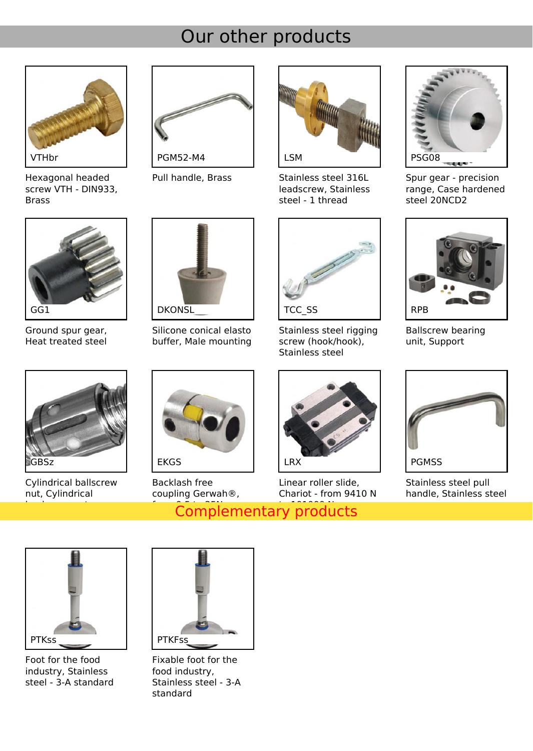# Our other products

VTHbr

Hexagonal headed screw VTH - DIN933, Brass

PGM52-M4

Pull handle, Brass

LSM

Stainless steel 316L leadscrew, Stainless steel - 1 thread

PSG08

Spur gear - precision range, Case hardened steel 20NCD2

GG1

Ground spur gear, Heat treated steel

DKONSL

Silicone conical elasto buffer, Male mounting

TCC_SS

Stainless steel rigging screw (hook/hook), Stainless steel

RPB

Ballscrew bearing unit, Support

GBSz

Cylindrical ballscrew nut, Cylindrical

EKGS

Backlash free coupling Gerwah®,

LRX

Linear roller slide, Chariot - from 9410 N

PGMSS

Stainless steel pull handle, Stainless steel

# Complementary products

PTKss

Foot for the food industry, Stainless steel - 3-A standard

PTKFss

Fixable foot for the food industry, Stainless steel - 3-A standard